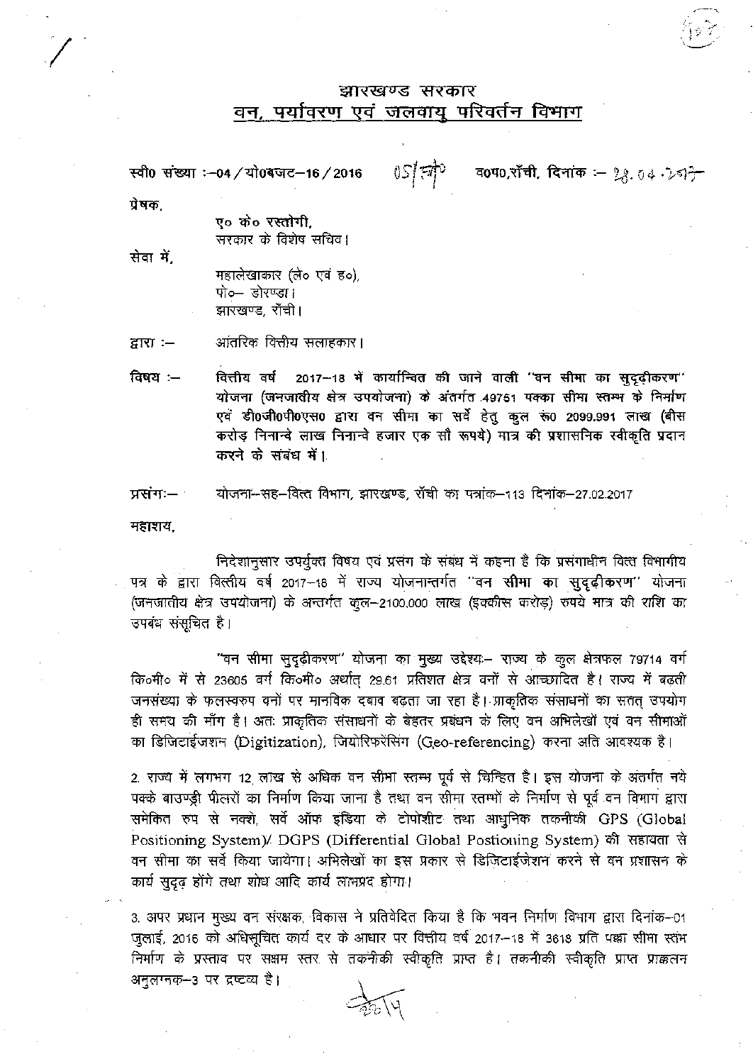# झारखण्ड सरकार
## वन, पर्यावरण एवं जलवायु परिवर्तन विभाग

स्वी० संख्या :–04 / यो०बजट–16 / 2016 05/ग्रो० व०प०,राँची, दिनांक :– 28.04.2017

प्रेषक,

ए० के० रस्तोगी,
सरकार के विशेष सचिव।

सेवा में,

महालेखाकार (ले० एवं ह०),
पो०– डोरण्डा।
झारखण्ड, राँची।

द्वारा :– आंतरिक वित्तीय सलाहकार।

विषय :– वित्तीय वर्ष 2017–18 में कार्यान्वित की जाने वाली "वन सीमा का सुदृढ़ीकरण" योजना (जनजातीय क्षेत्र उपयोजना) के अंतर्गत 49751 पक्का सीमा स्तम्भ के निर्माण एवं डी0जी0पी0एस0 द्वारा वन सीमा का सर्वे हेतु कुल रू0 2099.991 लाख (बीस करोड़ निनान्वे लाख निनान्वे हजार एक सौ रूपये) मात्र की प्रशासनिक स्वीकृति प्रदान करने के संबंध में।

प्रसंगः– योजना–सह–वित्त विभाग, झारखण्ड, राँची का पत्रांक–113 दिनांक–27.02.2017

महाशय,

निदेशानुसार उपर्युक्त विषय एवं प्रसंग के संबंध में कहना है कि प्रसंगाधीन वित्त विभागीय पत्र के द्वारा वित्तीय वर्ष 2017–18 में राज्य योजनान्तर्गत "वन सीमा का सुदृढ़ीकरण" योजना (जनजातीय क्षेत्र उपयोजना) के अन्तर्गत कुल–2100.000 लाख (इक्कीस करोड़) रुपये मात्र की राशि का उपबंध संसूचित है।

"वन सीमा सुदृढ़ीकरण" योजना का मुख्य उद्देश्यः– राज्य के कुल क्षेत्रफल 79714 वर्ग कि०मी० में से 23605 वर्ग कि०मी० अर्थात् 29.61 प्रतिशत क्षेत्र वनों से आच्छादित है। राज्य में बढ़ती जनसंख्या के फलस्वरुप वनों पर मानविक दबाव बढ़ता जा रहा है। प्राकृतिक संसाधनों का सतत् उपयोग ही समय की माँग है। अतः प्राकृतिक संसाधनों के बेहतर प्रबंधन के लिए वन अभिलेखों एवं वन सीमाओं का डिजिटाईजशन (Digitization), जियोरिफरेंसिंग (Geo-referencing) करना अति आवश्यक है।

2. राज्य में लगभग 12 लाख से अधिक वन सीमा स्तम्भ पूर्व से चिन्हित है। इस योजना के अंतर्गत नये पक्के बाउण्ड्री पीलरों का निर्माण किया जाना है तथा वन सीमा स्तम्भों के निर्माण से पूर्व वन विभाग द्वारा समेकित रुप से नक्शे, सर्वे ऑफ इंडिया के टोपोशीट तथा आधुनिक तकनीकी GPS (Global Positioning System)/ DGPS (Differential Global Postioning System) की सहायता से वन सीमा का सर्वे किया जायेगा। अभिलेखों का इस प्रकार से डिजिटाईजेशन करने से वन प्रशासन के कार्य सुदृढ़ होंगे तथा शोध आदि कार्य लाभप्रद होगा।

3. अपर प्रधान मुख्य वन संरक्षक, विकास ने प्रतिवेदित किया है कि भवन निर्माण विभाग द्वारा दिनांक–01 जुलाई, 2016 को अधिसूचित कार्य दर के आधार पर वित्तीय वर्ष 2017–18 में 3618 प्रति पक्का सीमा स्तंभ निर्माण के प्रस्ताव पर सक्षम स्तर से तकनीकी स्वीकृति प्राप्त है। तकनीकी स्वीकृति प्राप्त प्राक्कलन अनुलग्नक–3 पर द्रष्टव्य है।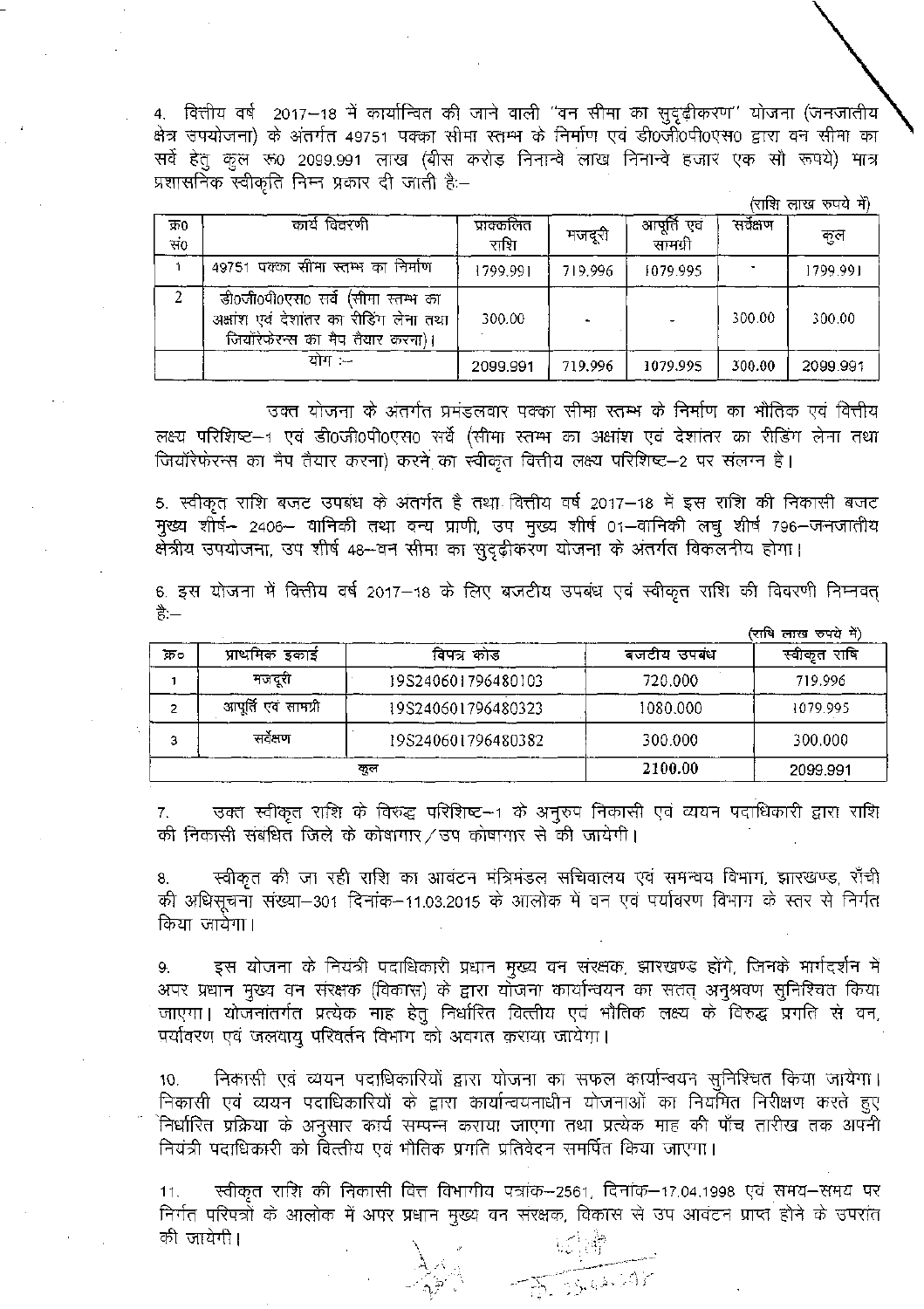4. वित्तीय वर्ष 2017–18 में कार्यान्वित की जाने वाली "वन सीमा का सुदृढ़ीकरण" योजना (जनजातीय क्षेत्र उपयोजना) के अंतर्गत 49751 पक्का सीमा स्तम्भ के निर्माण एवं डी0जी0पी0एस0 द्वारा वन सीमा का सर्वे हेतु कुल रू0 2099.991 लाख (बीस करोड़ निनान्वे लाख निनान्वे हजार एक सौ रूपये) मात्र प्रशासनिक स्वीकृति निम्न प्रकार दी जाती है:–

(राशि लाख रूपये में)

| क्र0 सं0 | कार्य विवरणी | प्राक्कलित राशि | मजदूरी | आपूर्ति एवं सामग्री | सर्वेक्षण | कुल |
|---|---|---|---|---|---|---|
| 1 | 49751 पक्का सीमा स्तम्भ का निर्माण | 1799.991 | 719.996 | 1079.995 | - | 1799.991 |
| 2 | डी0जी0पी0एस0 सर्वे (सीमा स्तम्भ का अक्षांश एवं देशांतर का रीडिंग लेना तथा जियोरेफरेन्स का मैप तैयार करना)। | 300.00 | - | - | 300.00 | 300.00 |
| | योग :– | 2099.991 | 719.996 | 1079.995 | 300.00 | 2099.991 |

उक्त योजना के अंतर्गत प्रमंडलवार पक्का सीमा स्तम्भ के निर्माण का भौतिक एवं वित्तीय लक्ष्य परिशिष्ट–1 एवं डी0जी0पी0एस0 सर्वे (सीमा स्तम्भ का अक्षांश एवं देशांतर का रीडिंग लेना तथा जियोरेफेरन्स का मैप तैयार करना) करने का स्वीकृत वित्तीय लक्ष्य परिशिष्ट–2 पर संलग्न है।

5. स्वीकृत राशि बजट उपबंध के अंतर्गत है तथा वित्तीय वर्ष 2017–18 में इस राशि की निकासी बजट मुख्य शीर्ष– 2406– वानिकी तथा वन्य प्राणी, उप मुख्य शीर्ष 01–वानिकी लघु शीर्ष 796–जनजातीय क्षेत्रीय उपयोजना, उप शीर्ष 48–वन सीमा का सुदृढ़ीकरण योजना के अंतर्गत विकलनीय होगा।

6. इस योजना में वित्तीय वर्ष 2017–18 के लिए बजटीय उपबंध एवं स्वीकृत राशि की विवरणी निम्नवत् है:–

(राशि लाख रूपये में)

| क्र० | प्राथमिक इकाई | विपत्र कोड | बजटीय उपबंध | स्वीकृत राशि |
|---|---|---|---|---|
| 1 | मजदूरी | 19S240601796480103 | 720.000 | 719.996 |
| 2 | आपूर्ति एवं सामग्री | 19S240601796480323 | 1080.000 | 1079.995 |
| 3 | सर्वेक्षण | 19S240601796480382 | 300.000 | 300.000 |
| | कुल | | 2100.00 | 2099.991 |

7. उक्त स्वीकृत राशि के विरूद्ध परिशिष्ट–1 के अनुरुप निकासी एवं व्ययन पदाधिकारी द्वारा राशि की निकासी संबंधित जिले के कोषागार/उप कोषागार से की जायेगी।

8. स्वीकृत की जा रही राशि का आवंटन मंत्रिमंडल सचिवालय एवं समन्वय विभाग, झारखण्ड, राँची की अधिसूचना संख्या–301 दिनांक–11.03.2015 के आलोक में वन एवं पर्यावरण विभाग के स्तर से निर्गत किया जायेगा।

9. इस योजना के नियंत्री पदाधिकारी प्रधान मुख्य वन संरक्षक, झारखण्ड होंगे, जिनके मार्गदर्शन में अपर प्रधान मुख्य वन संरक्षक (विकास) के द्वारा योजना कार्यान्वियन का सतत् अनुश्रवण सुनिश्चित किया जाएगा। योजनांतर्गत प्रत्येक माह हेतु निर्धारित वित्तीय एवं भौतिक लक्ष्य के विरूद्ध प्रगति से वन, पर्यावरण एवं जलवायु परिवर्तन विभाग को अवगत कराया जायेगा।

10. निकासी एवं व्ययन पदाधिकारियों द्वारा योजना का सफल कार्यान्वियन सुनिश्चित किया जायेगा। निकासी एवं व्ययन पदाधिकारियों के द्वारा कार्यान्वयनाधीन योजनाओं का नियमित निरीक्षण करते हुए निर्धारित प्रक्रिया के अनुसार कार्य सम्पन्न कराया जाएगा तथा प्रत्येक माह की पाँच तारीख तक अपनी नियंत्री पदाधिकारी को वित्तीय एवं भौतिक प्रगति प्रतिवेदन समर्पित किया जाएगा।

11. स्वीकृत राशि की निकासी वित्त विभागीय पत्रांक–2561, दिनांक–17.04.1998 एवं समय–समय पर निर्गत परिपत्रों के आलोक में अपर प्रधान मुख्य वन संरक्षक, विकास से उप आवंटन प्राप्त होने के उपरांत की जायेगी।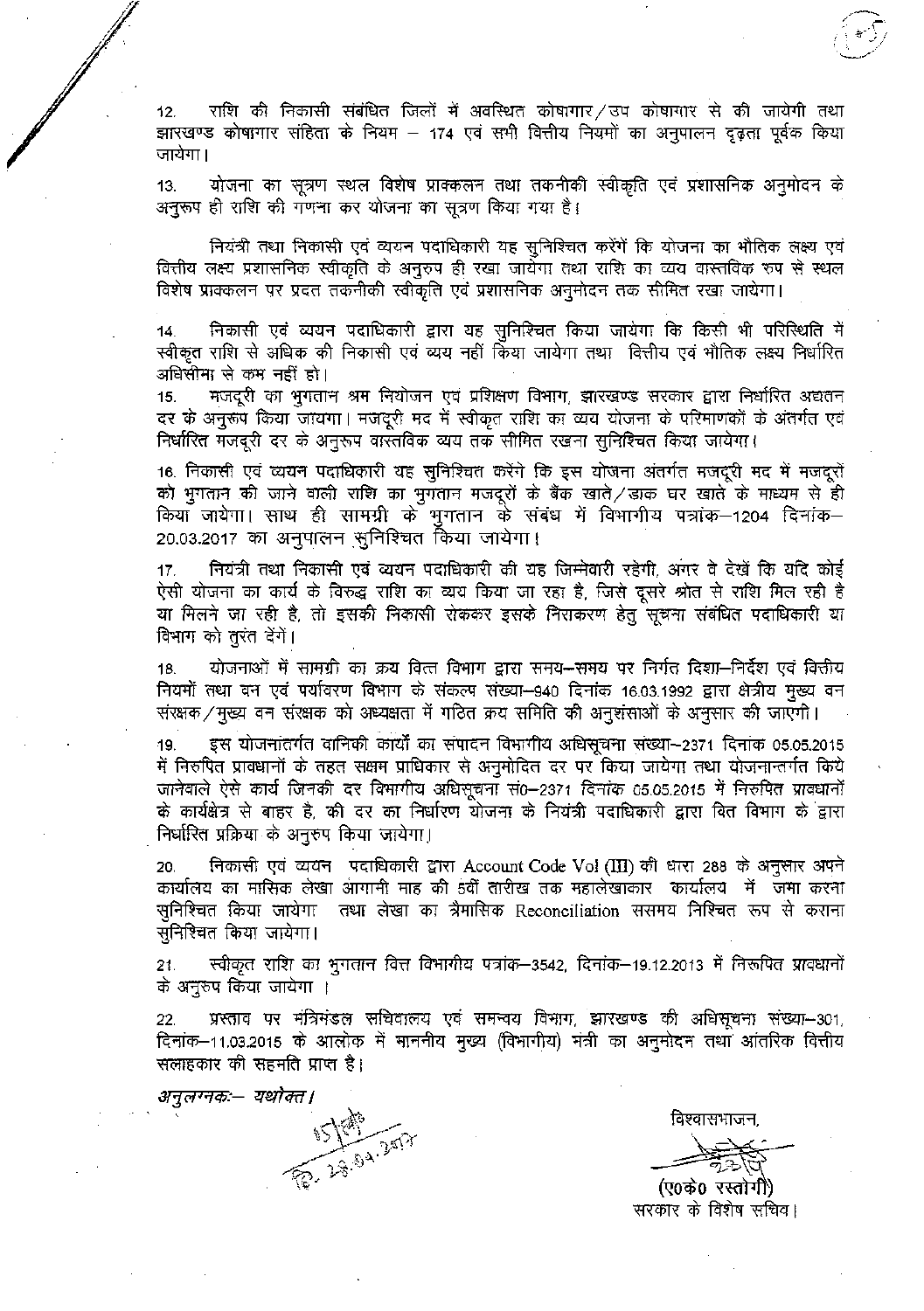12. राशि की निकासी संबंधित जिलों में अवस्थित कोषागार/उप कोषागार से की जायेगी तथा झारखण्ड कोषागार संहिता के नियम – 174 एवं सभी वित्तीय नियमों का अनुपालन दृढ़ता पूर्वक किया जायेगा।

13. योजना का सूत्रण स्थल विशेष प्राक्कलन तथा तकनीकी स्वीकृति एवं प्रशासनिक अनुमोदन के अनुरूप ही राशि की गणना कर योजना का सूत्रण किया गया है।

नियंत्री तथा निकासी एवं व्ययन पदाधिकारी यह सुनिश्चित करेंगें कि योजना का भौतिक लक्ष्य एवं वित्तीय लक्ष्य प्रशासनिक स्वीकृति के अनुरुप ही रखा जायेगा तथा राशि का व्यय वास्तविक रुप से स्थल विशेष प्राक्कलन पर प्रदत तकनीकी स्वीकृति एवं प्रशासनिक अनुमोदन तक सीमित रखा जायेगा।

14. निकासी एवं व्ययन पदाधिकारी द्वारा यह सुनिश्चित किया जायेगा कि किसी भी परिस्थिति में स्वीकृत राशि से अधिक की निकासी एवं व्यय नहीं किया जायेगा तथा वित्तीय एवं भौतिक लक्ष्य निर्धारित अधिसीमा से कम नहीं हो।

15. मजदूरी का भुगतान श्रम नियोजन एवं प्रशिक्षण विभाग, झारखण्ड सरकार द्वारा निर्धारित अद्यतन दर के अनुरूप किया जायगा। मजदूरी मद में स्वीकृत राशि का व्यय योजना के परिमाणकों के अंतर्गत एवं निर्धारित मजदूरी दर के अनुरूप वास्तविक व्यय तक सीमित रखना सुनिश्चित किया जायेगा।

16. निकासी एवं व्ययन पदाधिकारी यह सुनिश्चित करेंगे कि इस योजना अंतर्गत मजदूरी मद में मजदूरों को भुगतान की जाने वाली राशि का भुगतान मजदूरों के बैंक खाते/डाक घर खाते के माध्यम से ही किया जायेगा। साथ ही सामग्री के भुगतान के संबंध में विभागीय पत्रांक–1204 दिनांक–20.03.2017 का अनुपालन सुनिश्चित किया जायेगा।

17. नियंत्री तथा निकासी एवं व्ययन पदाधिकारी की यह जिम्मेवारी रहेगी, अगर वे देखें कि यदि कोई ऐसी योजना का कार्य के विरुद्ध राशि का व्यय किया जा रहा है, जिसे दूसरे श्रोत से राशि मिल रही है या मिलने जा रही है, तो इसकी निकासी रोककर इसके निराकरण हेतु सूचना संबंधित पदाधिकारी या विभाग को तुरंत देंगें।

18. योजनाओं में सामग्री का क्रय वित्त विभाग द्वारा समय–समय पर निर्गत दिशा–निर्देश एवं वित्तीय नियमों तथा वन एवं पर्यावरण विभाग के संकल्प संख्या–940 दिनांक 16.03.1992 द्वारा क्षेत्रीय मुख्य वन संरक्षक/मुख्य वन संरक्षक की अध्यक्षता में गठित क्रय समिति की अनुशंसाओं के अनुसार की जाएगी।

19. इस योजनान्तर्गत वानिकी कार्यों का संपादन विभागीय अधिसूचना संख्या–2371 दिनांक 05.05.2015 में निरुपित प्रावधानों के तहत सक्षम प्राधिकार से अनुमोदित दर पर किया जायेगा तथा योजनान्तर्गत किये जानेवाले ऐसे कार्य जिनकी दर विभागीय अधिसूचना सं0–2371 दिनांक 05.05.2015 में निरुपित प्रावधानों के कार्यक्षेत्र से बाहर है, की दर का निर्धारण योजना के नियंत्री पदाधिकारी द्वारा वित विभाग के द्वारा निर्धारित प्रक्रिया के अनुरुप किया जायेगा।

20. निकासी एवं व्ययन पदाधिकारी द्वारा Account Code Vol (III) की धारा 288 के अनुसार अपने कार्यालय का मासिक लेखा आगामी माह की 5वीं तारीख तक महालेखाकार कार्यालय में जमा करना सुनिश्चित किया जायेगा तथा लेखा का त्रैमासिक Reconciliation ससमय निश्चित रूप से कराना सुनिश्चित किया जायेगा।

21. स्वीकृत राशि का भुगतान वित्त विभागीय पत्रांक–3542, दिनांक–19.12.2013 में निरूपित प्रावधानों के अनुरुप किया जायेगा ।

22. प्रस्ताव पर मंत्रिमंडल सचिवालय एवं समन्वय विभाग, झारखण्ड की अधिसूचना संख्या–301, दिनांक–11.03.2015 के आलोक में माननीय मुख्य (विभागीय) मंत्री का अनुमोदन तथा आंतरिक वित्तीय सलाहकार की सहमति प्राप्त है।

*अनुलग्नकः– यथोक्त।*

विश्वासभाजन,

(ए0के0 रस्तोगी)
सरकार के विशेष सचिव।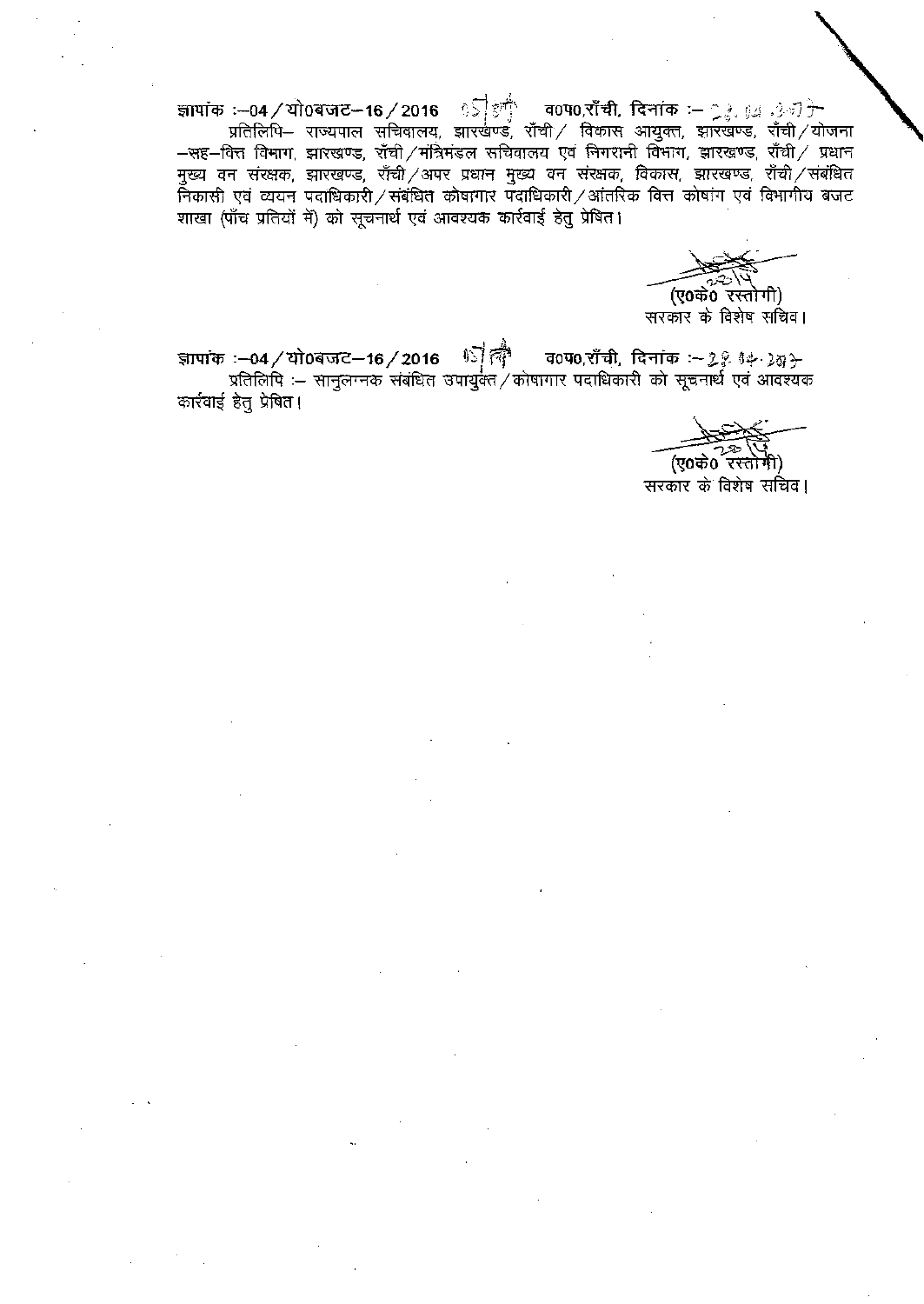ज्ञापांक :–04 / यो0बजट–16 / 2016 05/ ... व0प0,राँची, दिनांक :– 28.04.2017

प्रतिलिपि– राज्यपाल सचिवालय, झारखण्ड, राँची / विकास आयुक्त, झारखण्ड, राँची / योजना –सह–वित्त विभाग, झारखण्ड, राँची / मंत्रिमंडल सचिवालय एवं निगरानी विभाग, झारखण्ड, राँची / प्रधान मुख्य वन संरक्षक, झारखण्ड, राँची / अपर प्रधान मुख्य वन संरक्षक, विकास, झारखण्ड, राँची / संबंधित निकासी एवं व्ययन पदाधिकारी / संबंधित कोषागार पदाधिकारी / आंतरिक वित्त कोषांग एवं विभागीय बजट शाखा (पाँच प्रतियों में) को सूचनार्थ एवं आवश्यक कार्रवाई हेतु प्रेषित।

(ए0के0 रस्तोगी)
सरकार के विशेष सचिव।

ज्ञापांक :–04 / यो0बजट–16 / 2016 05/ ... व0प0,राँची, दिनांक :– 28.04.2017

प्रतिलिपि :– सानुलग्नक संबंधित उपायुक्त / कोषागार पदाधिकारी को सूचनार्थ एवं आवश्यक कार्रवाई हेतु प्रेषित।

(ए0के0 रस्तोगी)
सरकार के विशेष सचिव।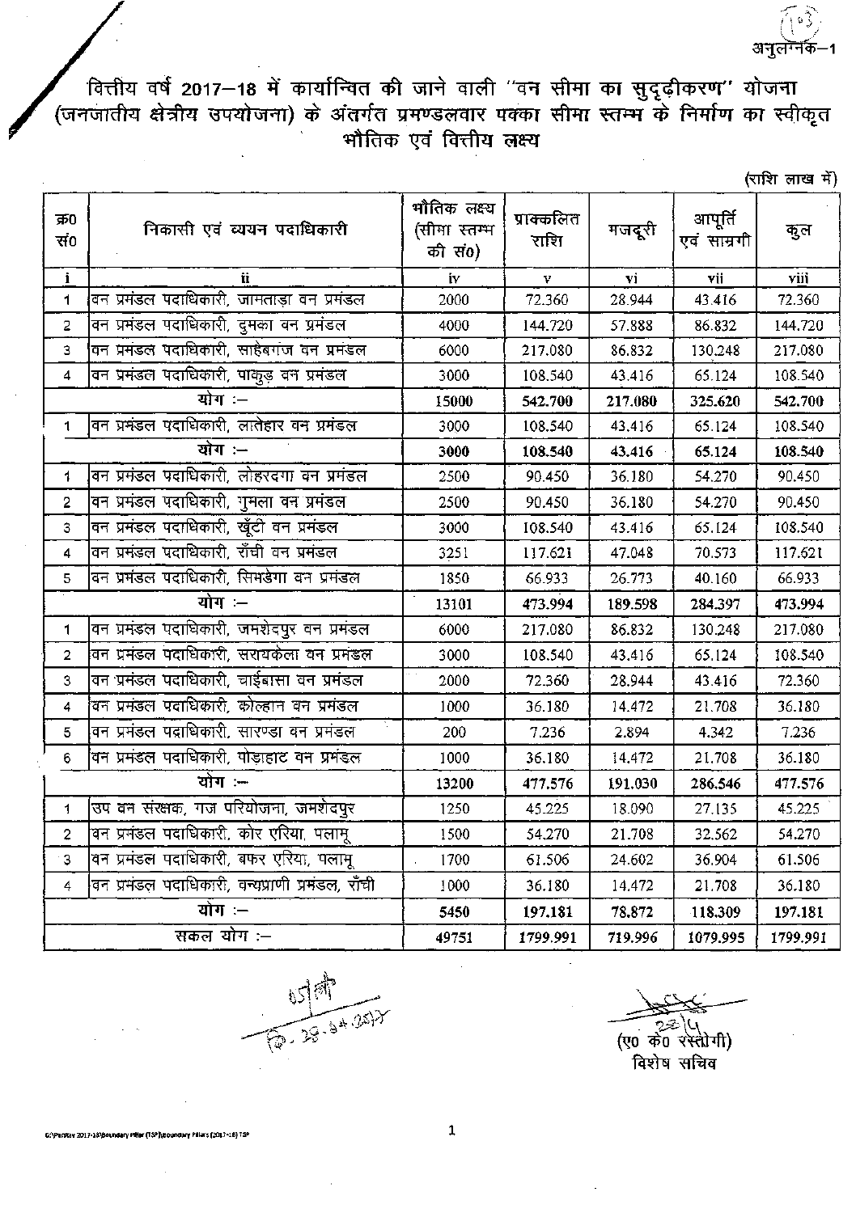अनुलग्नक–1

# वित्तीय वर्ष 2017–18 में कार्यान्वित की जाने वाली "वन सीमा का सुदृढ़ीकरण" योजना (जनजातीय क्षेत्रीय उपयोजना) के अंतर्गत प्रमण्डलवार पक्का सीमा स्तम्भ के निर्माण का स्वीकृत भौतिक एवं वित्तीय लक्ष्य

(राशि लाख में)

| क्र0 सं0 | निकासी एवं व्ययन पदाधिकारी | भौतिक लक्ष्य (सीमा स्तम्भ की सं0) | प्राक्कलित राशि | मजदूरी | आपूर्ति एवं सामग्री | कुल |
|---|---|---|---|---|---|---|
| i | ii | iv | v | vi | vii | viii |
| 1 | वन प्रमंडल पदाधिकारी, जामताड़ा वन प्रमंडल | 2000 | 72.360 | 28.944 | 43.416 | 72.360 |
| 2 | वन प्रमंडल पदाधिकारी, दुमका वन प्रमंडल | 4000 | 144.720 | 57.888 | 86.832 | 144.720 |
| 3 | वन प्रमंडल पदाधिकारी, साहेबगंज वन प्रमंडल | 6000 | 217.080 | 86.832 | 130.248 | 217.080 |
| 4 | वन प्रमंडल पदाधिकारी, पाकुड़ वन प्रमंडल | 3000 | 108.540 | 43.416 | 65.124 | 108.540 |
| | **योग :–** | **15000** | **542.700** | **217.080** | **325.620** | **542.700** |
| 1 | वन प्रमंडल पदाधिकारी, लातेहार वन प्रमंडल | 3000 | 108.540 | 43.416 | 65.124 | 108.540 |
| | **योग :–** | **3000** | **108.540** | **43.416** | **65.124** | **108.540** |
| 1 | वन प्रमंडल पदाधिकारी, लोहरदगा वन प्रमंडल | 2500 | 90.450 | 36.180 | 54.270 | 90.450 |
| 2 | वन प्रमंडल पदाधिकारी, गुमला वन प्रमंडल | 2500 | 90.450 | 36.180 | 54.270 | 90.450 |
| 3 | वन प्रमंडल पदाधिकारी, खूँटी वन प्रमंडल | 3000 | 108.540 | 43.416 | 65.124 | 108.540 |
| 4 | वन प्रमंडल पदाधिकारी, राँची वन प्रमंडल | 3251 | 117.621 | 47.048 | 70.573 | 117.621 |
| 5 | वन प्रमंडल पदाधिकारी, सिमडेगा वन प्रमंडल | 1850 | 66.933 | 26.773 | 40.160 | 66.933 |
| | **योग :–** | **13101** | **473.994** | **189.598** | **284.397** | **473.994** |
| 1 | वन प्रमंडल पदाधिकारी, जमशेदपुर वन प्रमंडल | 6000 | 217.080 | 86.832 | 130.248 | 217.080 |
| 2 | वन प्रमंडल पदाधिकारी, सरायकेला वन प्रमंडल | 3000 | 108.540 | 43.416 | 65.124 | 108.540 |
| 3 | वन प्रमंडल पदाधिकारी, चाईबासा वन प्रमंडल | 2000 | 72.360 | 28.944 | 43.416 | 72.360 |
| 4 | वन प्रमंडल पदाधिकारी, कोल्हान वन प्रमंडल | 1000 | 36.180 | 14.472 | 21.708 | 36.180 |
| 5 | वन प्रमंडल पदाधिकारी, सारण्डा वन प्रमंडल | 200 | 7.236 | 2.894 | 4.342 | 7.236 |
| 6 | वन प्रमंडल पदाधिकारी, पोड़ाहाट वन प्रमंडल | 1000 | 36.180 | 14.472 | 21.708 | 36.180 |
| | **योग :–** | **13200** | **477.576** | **191.030** | **286.546** | **477.576** |
| 1 | उप वन संरक्षक, गज परियोजना, जमशेदपुर | 1250 | 45.225 | 18.090 | 27.135 | 45.225 |
| 2 | वन प्रमंडल पदाधिकारी, कोर एरिया, पलामू | 1500 | 54.270 | 21.708 | 32.562 | 54.270 |
| 3 | वन प्रमंडल पदाधिकारी, बफर एरिया, पलामू | 1700 | 61.506 | 24.602 | 36.904 | 61.506 |
| 4 | वन प्रमंडल पदाधिकारी, वन्यप्राणी प्रमंडल, राँची | 1000 | 36.180 | 14.472 | 21.708 | 36.180 |
| | **योग :–** | **5450** | **197.181** | **78.872** | **118.309** | **197.181** |
| | **सकल योग :–** | **49751** | **1799.991** | **719.996** | **1079.995** | **1799.991** |

(ए0 के0 रस्तोगी)
विशेष सचिव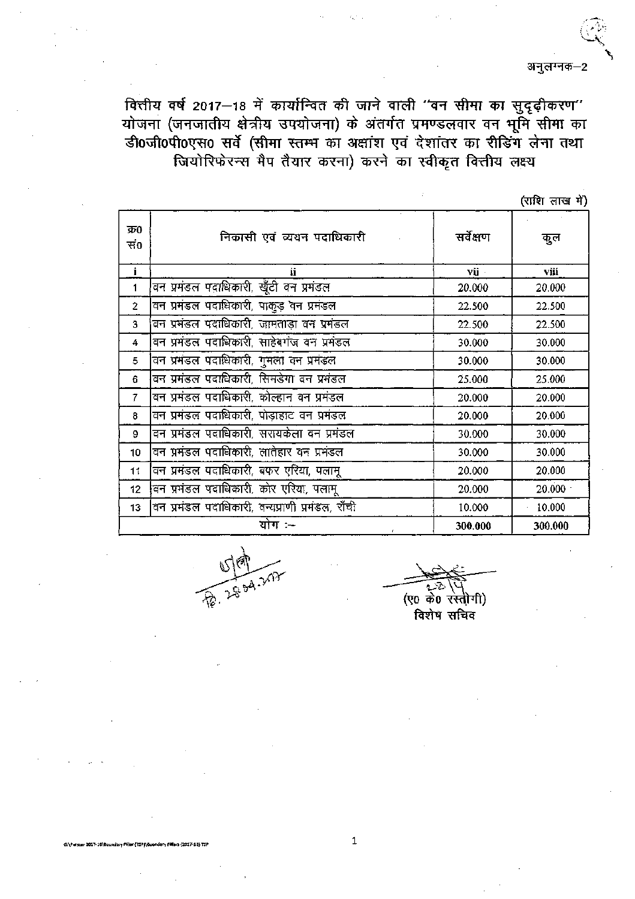अनुलग्नक–2

वित्तीय वर्ष 2017–18 में कार्यान्वित की जाने वाली "वन सीमा का सुदृढ़ीकरण" योजना (जनजातीय क्षेत्रीय उपयोजना) के अंतर्गत प्रमण्डलवार वन भूमि सीमा का डी0जी0पी0एस0 सर्वे (सीमा स्तम्भ का अक्षांश एवं देशांतर का रीडिंग लेना तथा जियोरिफेरन्स मैप तैयार करना) करने का स्वीकृत वित्तीय लक्ष्य

(राशि लाख में)

| क्र0 सं0 | निकासी एवं व्ययन पदाधिकारी | सर्वेक्षण | कुल |
|---|---|---|---|
| i | ii | vii | viii |
| 1 | वन प्रमंडल पदाधिकारी, खूँटी वन प्रमंडल | 20.000 | 20.000 |
| 2 | वन प्रमंडल पदाधिकारी, पाकुड़ वन प्रमंडल | 22.500 | 22.500 |
| 3 | वन प्रमंडल पदाधिकारी, जामताड़ा वन प्रमंडल | 22.500 | 22.500 |
| 4 | वन प्रमंडल पदाधिकारी, साहेबगंज वन प्रमंडल | 30.000 | 30.000 |
| 5 | वन प्रमंडल पदाधिकारी, गुमला वन प्रमंडल | 30.000 | 30.000 |
| 6 | वन प्रमंडल पदाधिकारी, सिमडेगा वन प्रमंडल | 25.000 | 25.000 |
| 7 | वन प्रमंडल पदाधिकारी, कोल्हान वन प्रमंडल | 20.000 | 20.000 |
| 8 | वन प्रमंडल पदाधिकारी, पोड़ाहाट वन प्रमंडल | 20.000 | 20.000 |
| 9 | वन प्रमंडल पदाधिकारी, सरायकेला वन प्रमंडल | 30.000 | 30.000 |
| 10 | वन प्रमंडल पदाधिकारी, लातेहार वन प्रमंडल | 30.000 | 30.000 |
| 11 | वन प्रमंडल पदाधिकारी, बफर एरिया, पलामू | 20.000 | 20.000 |
| 12 | वन प्रमंडल पदाधिकारी, कोर एरिया, पलामू | 20.000 | 20.000 |
| 13 | वन प्रमंडल पदाधिकारी, वन्यप्राणी प्रमंडल, राँची | 10.000 | 10.000 |
| | योग :– | 300.000 | 300.000 |

दि. 28.04.2017

(ए0 के0 रस्तोगी)
विशेष सचिव